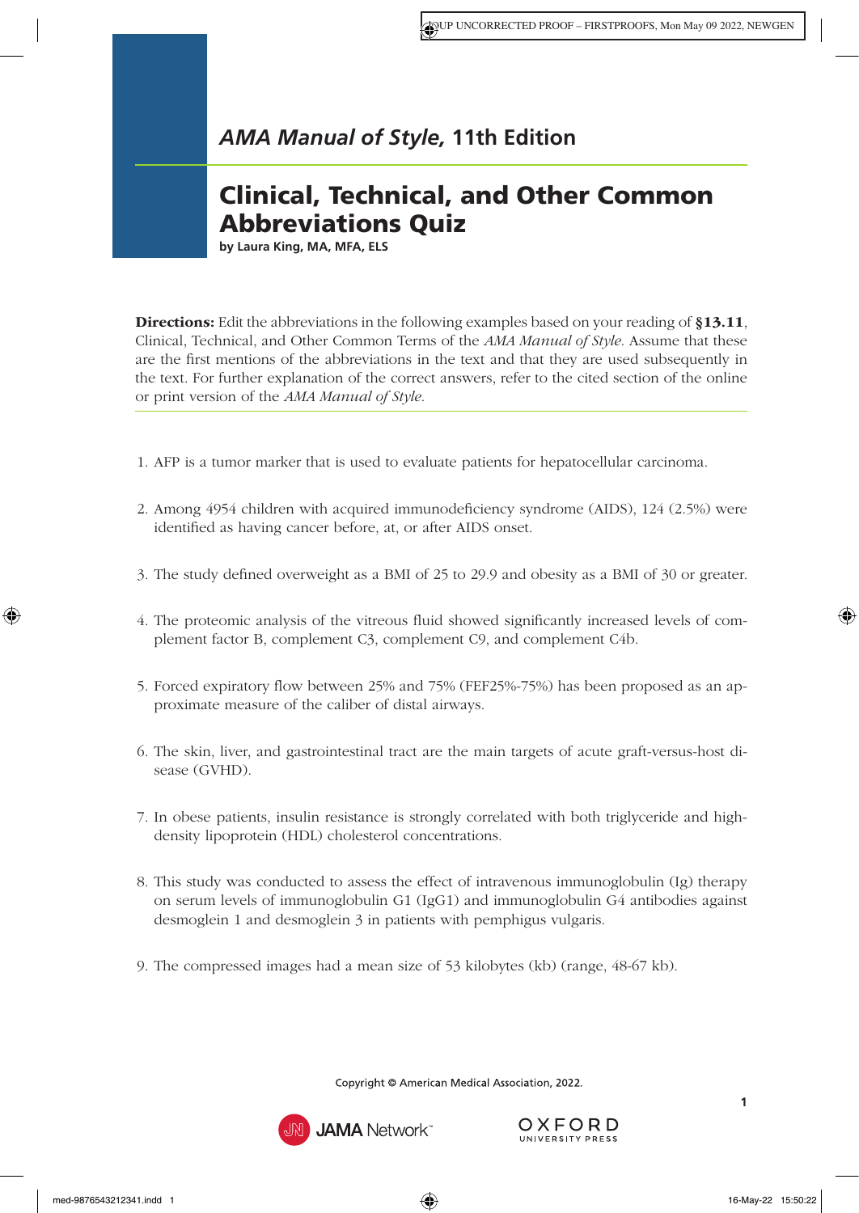## *AMA Manual of Style*, 11th Edition

# Clinical, Technical, and Other Common Abbreviations Quiz

**by Laura King, MA, MFA, ELS**

**Directions:** Edit the abbreviations in the following examples based on your reading of **§13.11**, Clinical, Technical, and Other Common Terms of the *AMA Manual of Style*. Assume that these are the first mentions of the abbreviations in the text and that they are used subsequently in the text. For further explanation of the correct answers, refer to the cited section of the online or print version of the *AMA Manual of Style*.

1. AFP is a tumor marker that is used to evaluate patients for hepatocellular carcinoma.

2. Among 4954 children with acquired immunodeficiency syndrome (AIDS), 124 (2.5%) were identified as having cancer before, at, or after AIDS onset.

3. The study defined overweight as a BMI of 25 to 29.9 and obesity as a BMI of 30 or greater.

4. The proteomic analysis of the vitreous fluid showed significantly increased levels of complement factor B, complement C3, complement C9, and complement C4b.

5. Forced expiratory flow between 25% and 75% (FEF25%-75%) has been proposed as an approximate measure of the caliber of distal airways.

6. The skin, liver, and gastrointestinal tract are the main targets of acute graft-versus-host disease (GVHD).

7. In obese patients, insulin resistance is strongly correlated with both triglyceride and high-density lipoprotein (HDL) cholesterol concentrations.

8. This study was conducted to assess the effect of intravenous immunoglobulin (Ig) therapy on serum levels of immunoglobulin G1 (IgG1) and immunoglobulin G4 antibodies against desmoglein 1 and desmoglein 3 in patients with pemphigus vulgaris.

9. The compressed images had a mean size of 53 kilobytes (kb) (range, 48-67 kb).

Copyright © American Medical Association, 2022.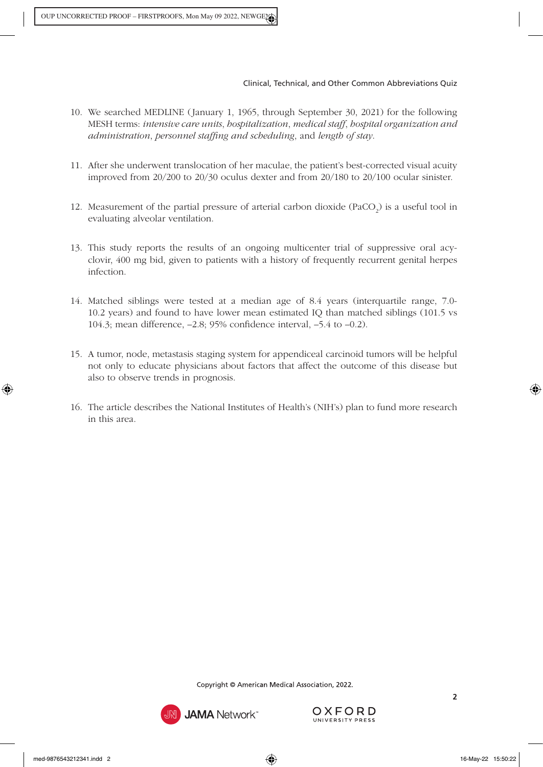10. We searched MEDLINE (January 1, 1965, through September 30, 2021) for the following MESH terms: *intensive care units*, *hospitalization*, *medical staff*, *hospital organization and administration*, *personnel staffing and scheduling*, and *length of stay*.

11. After she underwent translocation of her maculae, the patient's best-corrected visual acuity improved from 20/200 to 20/30 oculus dexter and from 20/180 to 20/100 ocular sinister.

12. Measurement of the partial pressure of arterial carbon dioxide ($PaCO_2$) is a useful tool in evaluating alveolar ventilation.

13. This study reports the results of an ongoing multicenter trial of suppressive oral acyclovir, 400 mg bid, given to patients with a history of frequently recurrent genital herpes infection.

14. Matched siblings were tested at a median age of 8.4 years (interquartile range, 7.0-10.2 years) and found to have lower mean estimated IQ than matched siblings (101.5 vs 104.3; mean difference, –2.8; 95% confidence interval, –5.4 to –0.2).

15. A tumor, node, metastasis staging system for appendiceal carcinoid tumors will be helpful not only to educate physicians about factors that affect the outcome of this disease but also to observe trends in prognosis.

16. The article describes the National Institutes of Health's (NIH's) plan to fund more research in this area.

Copyright © American Medical Association, 2022.